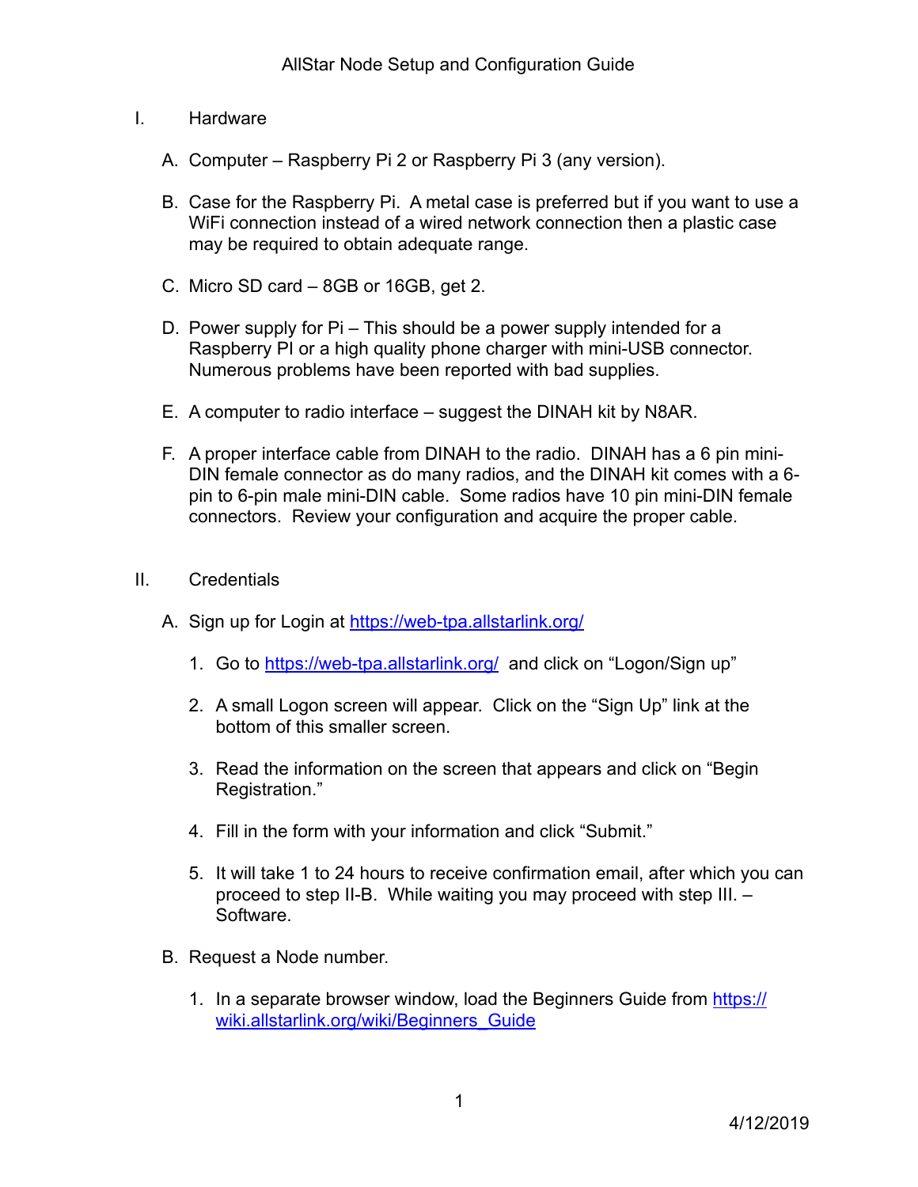# AllStar Node Setup and Configuration Guide

I. Hardware

A. Computer – Raspberry Pi 2 or Raspberry Pi 3 (any version).

B. Case for the Raspberry Pi. A metal case is preferred but if you want to use a WiFi connection instead of a wired network connection then a plastic case may be required to obtain adequate range.

C. Micro SD card – 8GB or 16GB, get 2.

D. Power supply for Pi – This should be a power supply intended for a Raspberry PI or a high quality phone charger with mini-USB connector. Numerous problems have been reported with bad supplies.

E. A computer to radio interface – suggest the DINAH kit by N8AR.

F. A proper interface cable from DINAH to the radio. DINAH has a 6 pin mini-DIN female connector as do many radios, and the DINAH kit comes with a 6-pin to 6-pin male mini-DIN cable. Some radios have 10 pin mini-DIN female connectors. Review your configuration and acquire the proper cable.

II. Credentials

A. Sign up for Login at [https://web-tpa.allstarlink.org/](https://web-tpa.allstarlink.org/)

1. Go to [https://web-tpa.allstarlink.org/](https://web-tpa.allstarlink.org/) and click on “Logon/Sign up”

2. A small Logon screen will appear. Click on the “Sign Up” link at the bottom of this smaller screen.

3. Read the information on the screen that appears and click on “Begin Registration.”

4. Fill in the form with your information and click “Submit.”

5. It will take 1 to 24 hours to receive confirmation email, after which you can proceed to step II-B. While waiting you may proceed with step III. – Software.

B. Request a Node number.

1. In a separate browser window, load the Beginners Guide from [https://wiki.allstarlink.org/wiki/Beginners_Guide](https://wiki.allstarlink.org/wiki/Beginners_Guide)

4/12/2019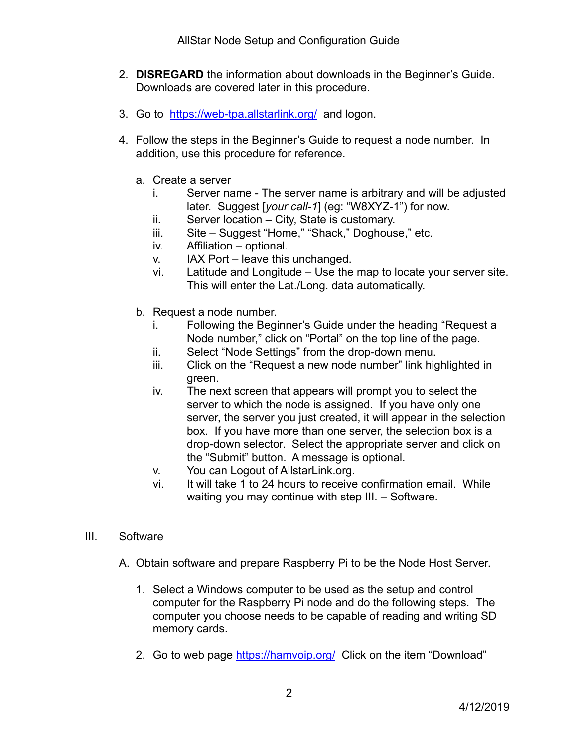2. **DISREGARD** the information about downloads in the Beginner's Guide. Downloads are covered later in this procedure.

3. Go to [https://web-tpa.allstarlink.org/](https://web-tpa.allstarlink.org/) and logon.

4. Follow the steps in the Beginner's Guide to request a node number. In addition, use this procedure for reference.

   a. Create a server
      - i. Server name - The server name is arbitrary and will be adjusted later. Suggest [*your call-1*] (eg: "W8XYZ-1") for now.
      - ii. Server location – City, State is customary.
      - iii. Site – Suggest "Home," "Shack," Doghouse," etc.
      - iv. Affiliation – optional.
      - v. IAX Port – leave this unchanged.
      - vi. Latitude and Longitude – Use the map to locate your server site. This will enter the Lat./Long. data automatically.

   b. Request a node number.
      - i. Following the Beginner's Guide under the heading "Request a Node number," click on "Portal" on the top line of the page.
      - ii. Select "Node Settings" from the drop-down menu.
      - iii. Click on the "Request a new node number" link highlighted in green.
      - iv. The next screen that appears will prompt you to select the server to which the node is assigned. If you have only one server, the server you just created, it will appear in the selection box. If you have more than one server, the selection box is a drop-down selector. Select the appropriate server and click on the "Submit" button. A message is optional.
      - v. You can Logout of AllstarLink.org.
      - vi. It will take 1 to 24 hours to receive confirmation email. While waiting you may continue with step III. – Software.

## III. Software

A. Obtain software and prepare Raspberry Pi to be the Node Host Server.

1. Select a Windows computer to be used as the setup and control computer for the Raspberry Pi node and do the following steps. The computer you choose needs to be capable of reading and writing SD memory cards.

2. Go to web page [https://hamvoip.org/](https://hamvoip.org/) Click on the item "Download"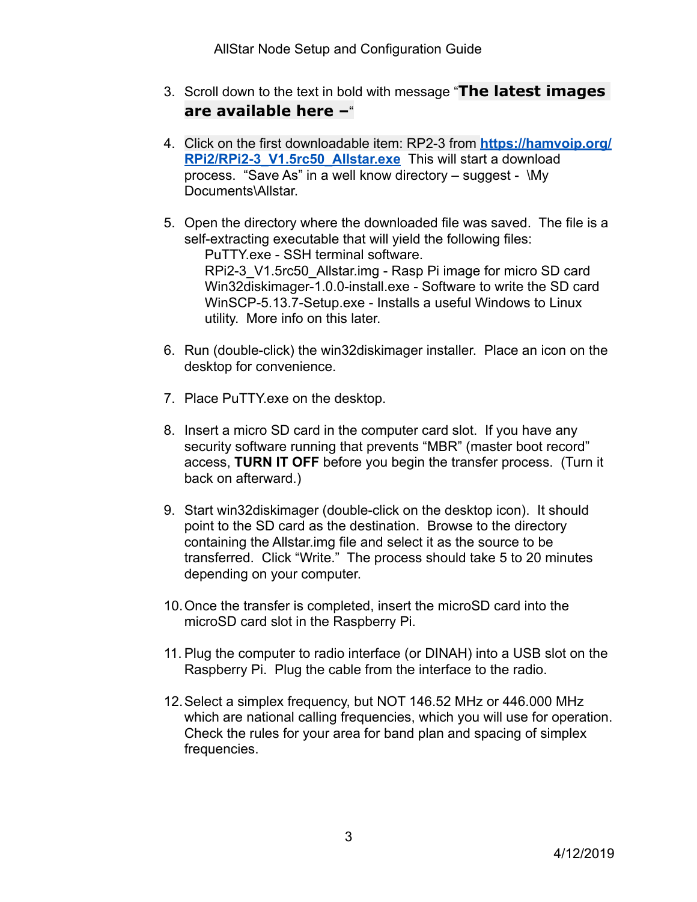3. Scroll down to the text in bold with message “**The latest images are available here –**“

4. Click on the first downloadable item: RP2-3 from **[https://hamvoip.org/RPi2/RPi2-3_V1.5rc50_Allstar.exe](https://hamvoip.org/RPi2/RPi2-3_V1.5rc50_Allstar.exe)** This will start a download process. “Save As” in a well know directory – suggest - \My Documents\Allstar.

5. Open the directory where the downloaded file was saved. The file is a self-extracting executable that will yield the following files:
   PuTTY.exe - SSH terminal software.
   RPi2-3_V1.5rc50_Allstar.img - Rasp Pi image for micro SD card
   Win32diskimager-1.0.0-install.exe - Software to write the SD card
   WinSCP-5.13.7-Setup.exe - Installs a useful Windows to Linux utility. More info on this later.

6. Run (double-click) the win32diskimager installer. Place an icon on the desktop for convenience.

7. Place PuTTY.exe on the desktop.

8. Insert a micro SD card in the computer card slot. If you have any security software running that prevents “MBR” (master boot record” access, **TURN IT OFF** before you begin the transfer process. (Turn it back on afterward.)

9. Start win32diskimager (double-click on the desktop icon). It should point to the SD card as the destination. Browse to the directory containing the Allstar.img file and select it as the source to be transferred. Click “Write.” The process should take 5 to 20 minutes depending on your computer.

10. Once the transfer is completed, insert the microSD card into the microSD card slot in the Raspberry Pi.

11. Plug the computer to radio interface (or DINAH) into a USB slot on the Raspberry Pi. Plug the cable from the interface to the radio.

12. Select a simplex frequency, but NOT 146.52 MHz or 446.000 MHz which are national calling frequencies, which you will use for operation. Check the rules for your area for band plan and spacing of simplex frequencies.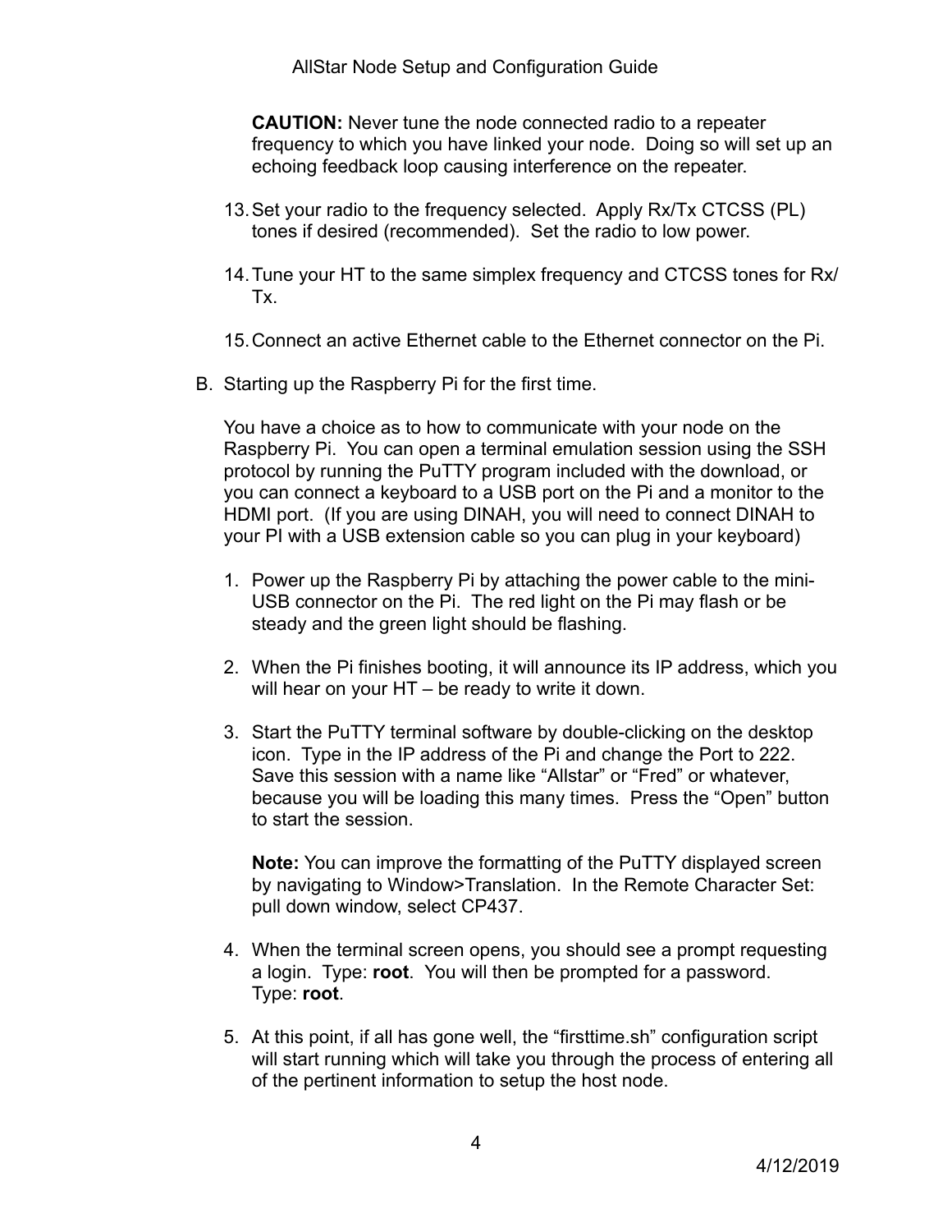**CAUTION:** Never tune the node connected radio to a repeater frequency to which you have linked your node. Doing so will set up an echoing feedback loop causing interference on the repeater.

13. Set your radio to the frequency selected. Apply Rx/Tx CTCSS (PL) tones if desired (recommended). Set the radio to low power.

14. Tune your HT to the same simplex frequency and CTCSS tones for Rx/Tx.

15. Connect an active Ethernet cable to the Ethernet connector on the Pi.

B. Starting up the Raspberry Pi for the first time.

You have a choice as to how to communicate with your node on the Raspberry Pi. You can open a terminal emulation session using the SSH protocol by running the PuTTY program included with the download, or you can connect a keyboard to a USB port on the Pi and a monitor to the HDMI port. (If you are using DINAH, you will need to connect DINAH to your PI with a USB extension cable so you can plug in your keyboard)

1. Power up the Raspberry Pi by attaching the power cable to the mini-USB connector on the Pi. The red light on the Pi may flash or be steady and the green light should be flashing.

2. When the Pi finishes booting, it will announce its IP address, which you will hear on your HT – be ready to write it down.

3. Start the PuTTY terminal software by double-clicking on the desktop icon. Type in the IP address of the Pi and change the Port to 222. Save this session with a name like “Allstar” or “Fred” or whatever, because you will be loading this many times. Press the “Open” button to start the session.

   **Note:** You can improve the formatting of the PuTTY displayed screen by navigating to Window>Translation. In the Remote Character Set: pull down window, select CP437.

4. When the terminal screen opens, you should see a prompt requesting a login. Type: **root**. You will then be prompted for a password. Type: **root**.

5. At this point, if all has gone well, the “firsttime.sh” configuration script will start running which will take you through the process of entering all of the pertinent information to setup the host node.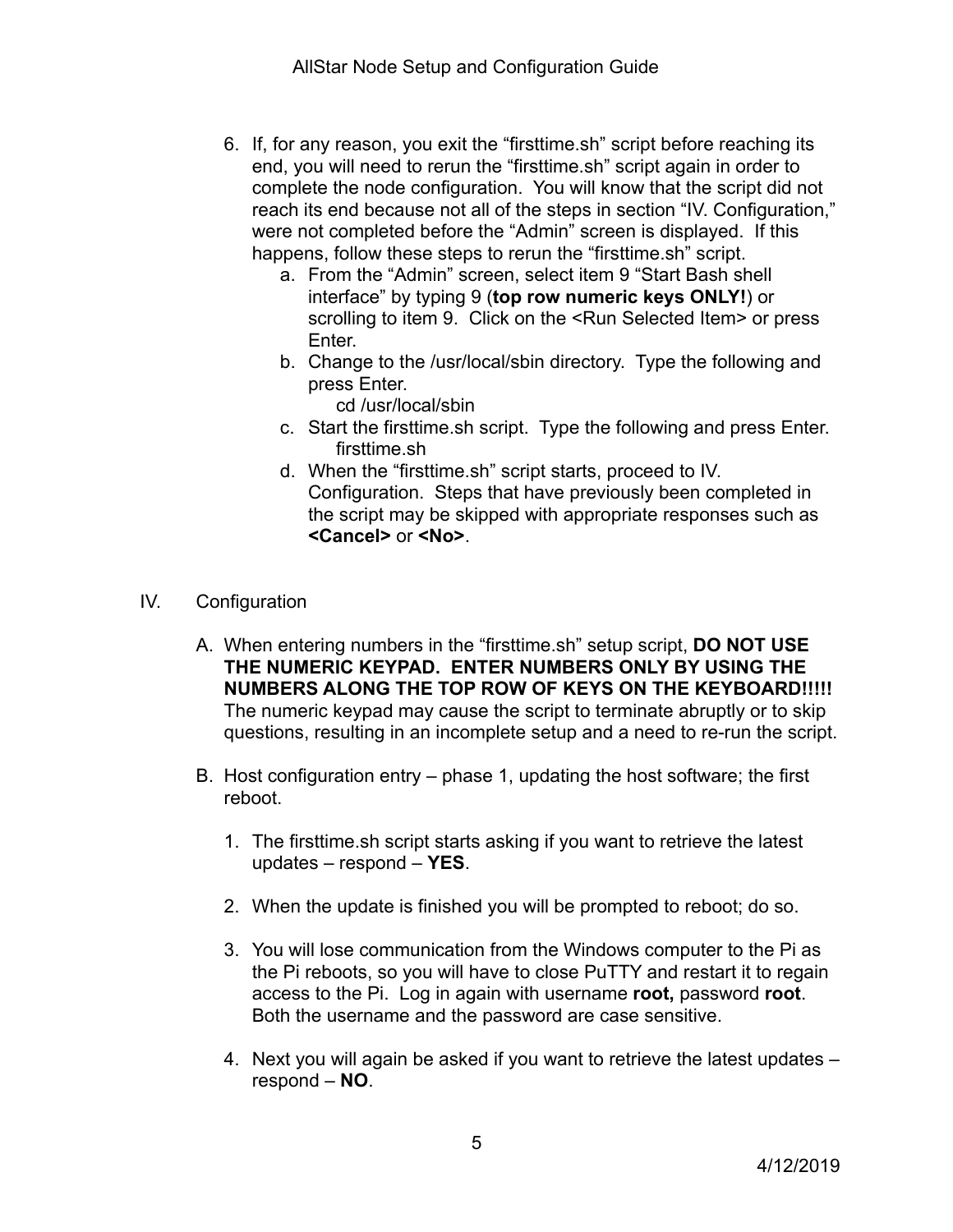6. If, for any reason, you exit the “firsttime.sh” script before reaching its end, you will need to rerun the “firsttime.sh” script again in order to complete the node configuration. You will know that the script did not reach its end because not all of the steps in section “IV. Configuration,” were not completed before the “Admin” screen is displayed. If this happens, follow these steps to rerun the “firsttime.sh” script.
    a. From the “Admin” screen, select item 9 “Start Bash shell interface” by typing 9 (**top row numeric keys ONLY!**) or scrolling to item 9. Click on the <Run Selected Item> or press Enter.
    b. Change to the /usr/local/sbin directory. Type the following and press Enter.
       cd /usr/local/sbin
    c. Start the firsttime.sh script. Type the following and press Enter.
       firsttime.sh
    d. When the “firsttime.sh” script starts, proceed to IV. Configuration. Steps that have previously been completed in the script may be skipped with appropriate responses such as **<Cancel>** or **<No>**.

## IV. Configuration

A. When entering numbers in the “firsttime.sh” setup script, **DO NOT USE THE NUMERIC KEYPAD. ENTER NUMBERS ONLY BY USING THE NUMBERS ALONG THE TOP ROW OF KEYS ON THE KEYBOARD!!!!!** The numeric keypad may cause the script to terminate abruptly or to skip questions, resulting in an incomplete setup and a need to re-run the script.

B. Host configuration entry – phase 1, updating the host software; the first reboot.

1. The firsttime.sh script starts asking if you want to retrieve the latest updates – respond – **YES**.

2. When the update is finished you will be prompted to reboot; do so.

3. You will lose communication from the Windows computer to the Pi as the Pi reboots, so you will have to close PuTTY and restart it to regain access to the Pi. Log in again with username **root,** password **root**. Both the username and the password are case sensitive.

4. Next you will again be asked if you want to retrieve the latest updates – respond – **NO**.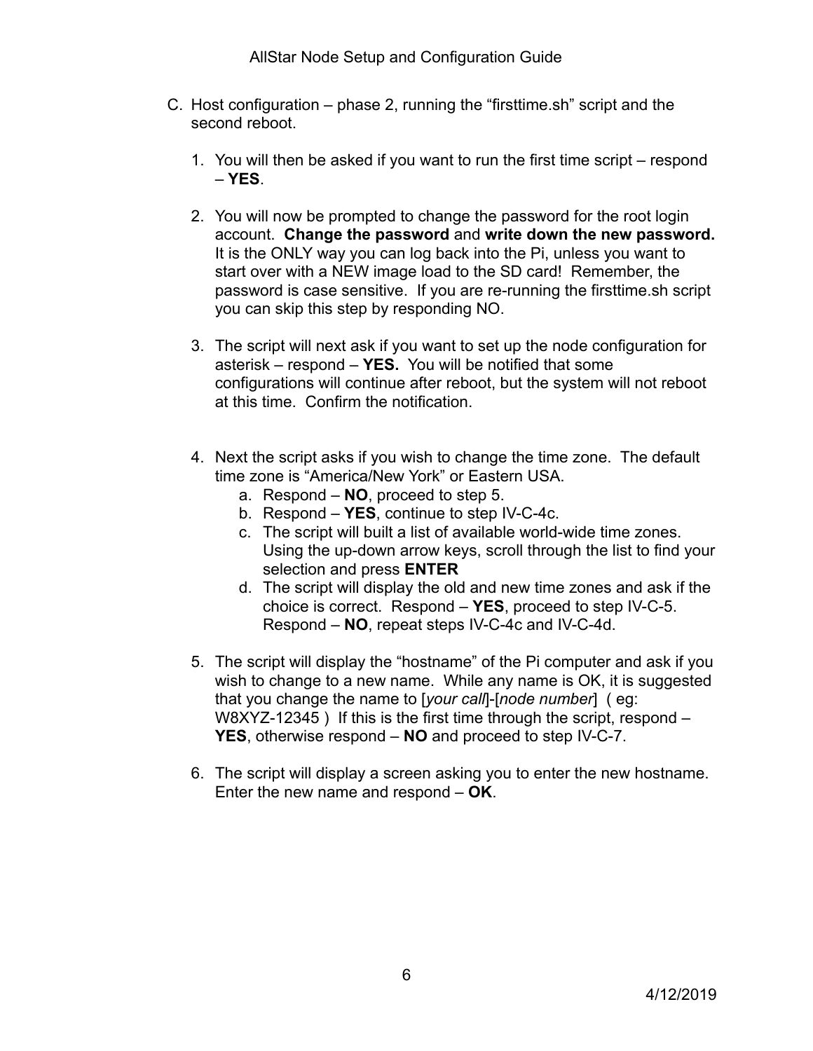C. Host configuration – phase 2, running the “firsttime.sh” script and the second reboot.

1. You will then be asked if you want to run the first time script – respond – **YES**.

2. You will now be prompted to change the password for the root login account. **Change the password** and **write down the new password.** It is the ONLY way you can log back into the Pi, unless you want to start over with a NEW image load to the SD card! Remember, the password is case sensitive. If you are re-running the firsttime.sh script you can skip this step by responding NO.

3. The script will next ask if you want to set up the node configuration for asterisk – respond – **YES.** You will be notified that some configurations will continue after reboot, but the system will not reboot at this time. Confirm the notification.

4. Next the script asks if you wish to change the time zone. The default time zone is “America/New York” or Eastern USA.
   a. Respond – **NO**, proceed to step 5.
   b. Respond – **YES**, continue to step IV-C-4c.
   c. The script will built a list of available world-wide time zones. Using the up-down arrow keys, scroll through the list to find your selection and press **ENTER**
   d. The script will display the old and new time zones and ask if the choice is correct. Respond – **YES**, proceed to step IV-C-5. Respond – **NO**, repeat steps IV-C-4c and IV-C-4d.

5. The script will display the “hostname” of the Pi computer and ask if you wish to change to a new name. While any name is OK, it is suggested that you change the name to [*your call*]-[*node number*] ( eg: W8XYZ-12345 ) If this is the first time through the script, respond – **YES**, otherwise respond – **NO** and proceed to step IV-C-7.

6. The script will display a screen asking you to enter the new hostname. Enter the new name and respond – **OK**.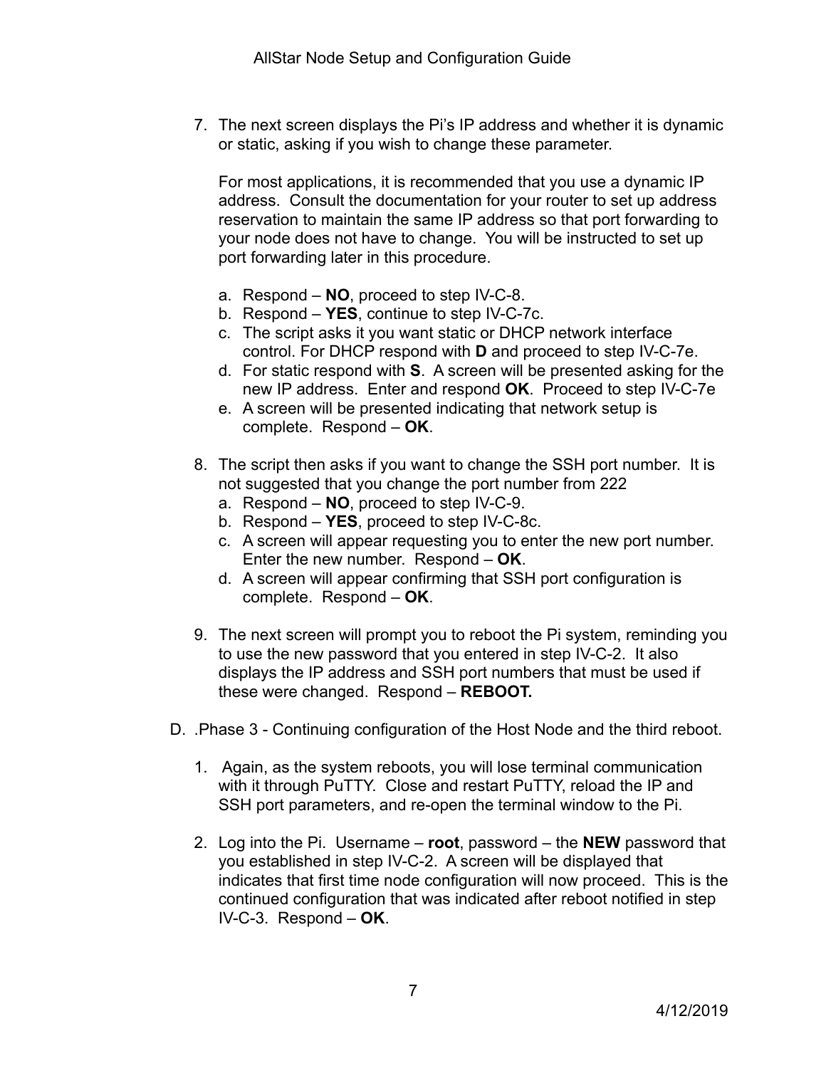7. The next screen displays the Pi's IP address and whether it is dynamic or static, asking if you wish to change these parameter.

   For most applications, it is recommended that you use a dynamic IP address. Consult the documentation for your router to set up address reservation to maintain the same IP address so that port forwarding to your node does not have to change. You will be instructed to set up port forwarding later in this procedure.

   a. Respond – **NO**, proceed to step IV-C-8.
   b. Respond – **YES**, continue to step IV-C-7c.
   c. The script asks it you want static or DHCP network interface control. For DHCP respond with **D** and proceed to step IV-C-7e.
   d. For static respond with **S**. A screen will be presented asking for the new IP address. Enter and respond **OK**. Proceed to step IV-C-7e
   e. A screen will be presented indicating that network setup is complete. Respond – **OK**.

8. The script then asks if you want to change the SSH port number. It is not suggested that you change the port number from 222
   a. Respond – **NO**, proceed to step IV-C-9.
   b. Respond – **YES**, proceed to step IV-C-8c.
   c. A screen will appear requesting you to enter the new port number. Enter the new number. Respond – **OK**.
   d. A screen will appear confirming that SSH port configuration is complete. Respond – **OK**.

9. The next screen will prompt you to reboot the Pi system, reminding you to use the new password that you entered in step IV-C-2. It also displays the IP address and SSH port numbers that must be used if these were changed. Respond – **REBOOT.**

D. .Phase 3 - Continuing configuration of the Host Node and the third reboot.

   1. Again, as the system reboots, you will lose terminal communication with it through PuTTY. Close and restart PuTTY, reload the IP and SSH port parameters, and re-open the terminal window to the Pi.

   2. Log into the Pi. Username – **root**, password – the **NEW** password that you established in step IV-C-2. A screen will be displayed that indicates that first time node configuration will now proceed. This is the continued configuration that was indicated after reboot notified in step IV-C-3. Respond – **OK**.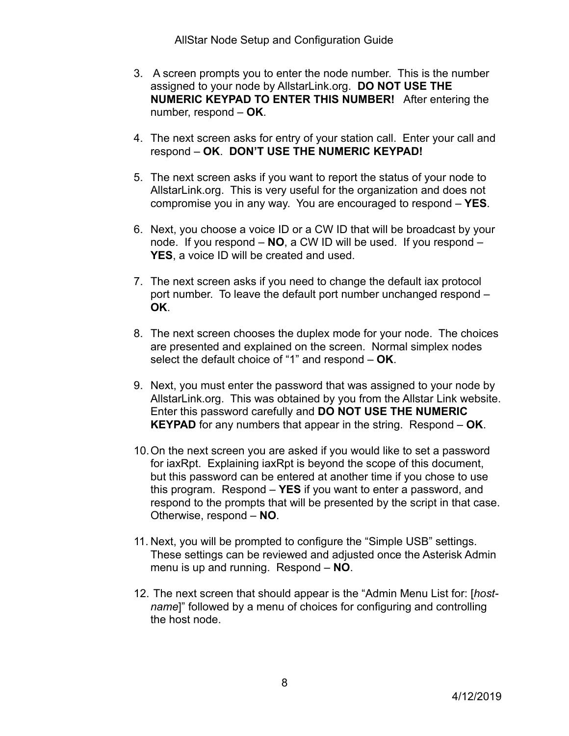3. A screen prompts you to enter the node number. This is the number assigned to your node by AllstarLink.org. **DO NOT USE THE NUMERIC KEYPAD TO ENTER THIS NUMBER!** After entering the number, respond – **OK**.

4. The next screen asks for entry of your station call. Enter your call and respond – **OK**. **DON'T USE THE NUMERIC KEYPAD!**

5. The next screen asks if you want to report the status of your node to AllstarLink.org. This is very useful for the organization and does not compromise you in any way. You are encouraged to respond – **YES**.

6. Next, you choose a voice ID or a CW ID that will be broadcast by your node. If you respond – **NO**, a CW ID will be used. If you respond – **YES**, a voice ID will be created and used.

7. The next screen asks if you need to change the default iax protocol port number. To leave the default port number unchanged respond – **OK**.

8. The next screen chooses the duplex mode for your node. The choices are presented and explained on the screen. Normal simplex nodes select the default choice of "1" and respond – **OK**.

9. Next, you must enter the password that was assigned to your node by AllstarLink.org. This was obtained by you from the Allstar Link website. Enter this password carefully and **DO NOT USE THE NUMERIC KEYPAD** for any numbers that appear in the string. Respond – **OK**.

10. On the next screen you are asked if you would like to set a password for iaxRpt. Explaining iaxRpt is beyond the scope of this document, but this password can be entered at another time if you chose to use this program. Respond – **YES** if you want to enter a password, and respond to the prompts that will be presented by the script in that case. Otherwise, respond – **NO**.

11. Next, you will be prompted to configure the "Simple USB" settings. These settings can be reviewed and adjusted once the Asterisk Admin menu is up and running. Respond – **NO**.

12. The next screen that should appear is the "Admin Menu List for: [*host-name*]" followed by a menu of choices for configuring and controlling the host node.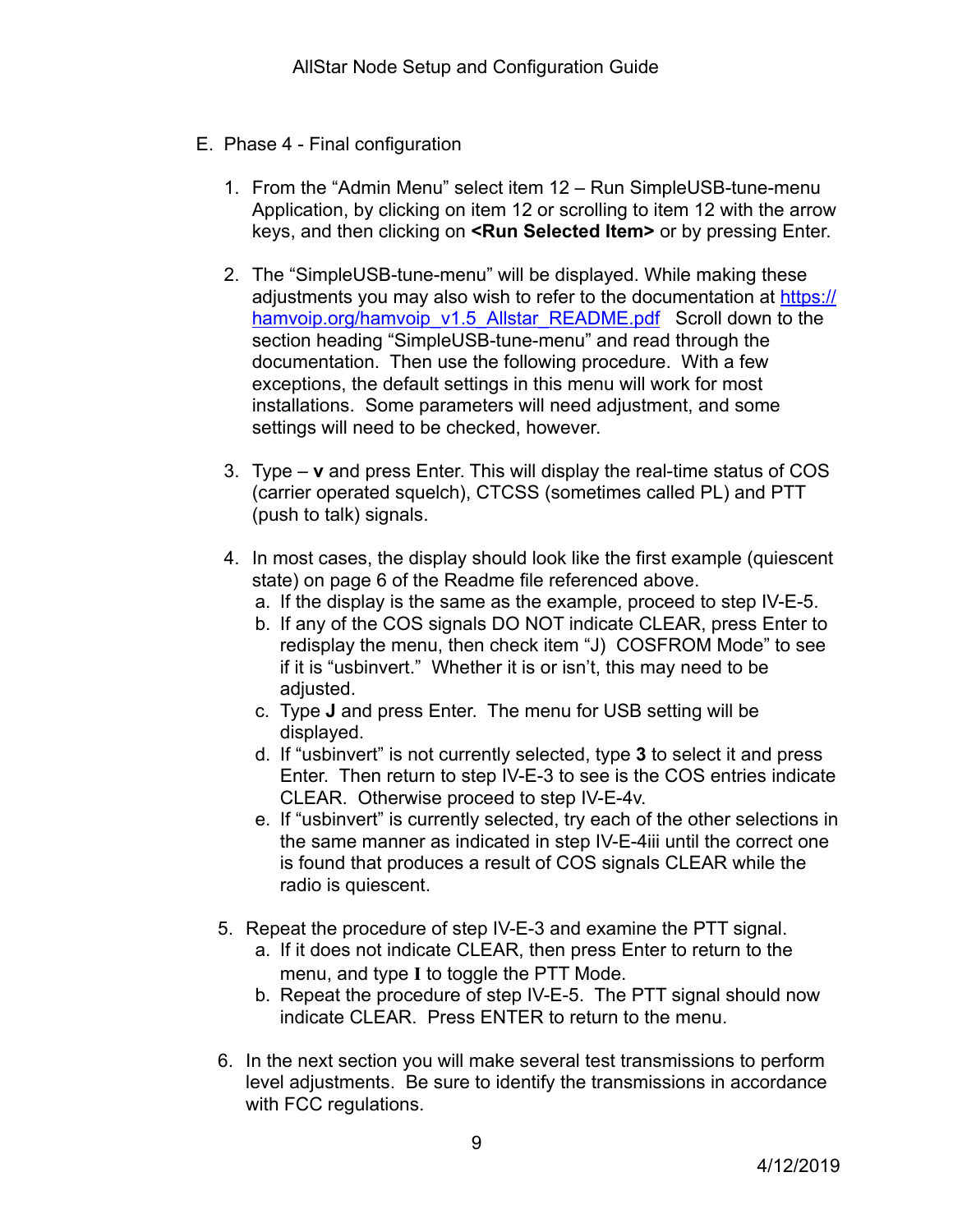E. Phase 4 - Final configuration

1. From the “Admin Menu” select item 12 – Run SimpleUSB-tune-menu Application, by clicking on item 12 or scrolling to item 12 with the arrow keys, and then clicking on **<Run Selected Item>** or by pressing Enter.

2. The “SimpleUSB-tune-menu” will be displayed. While making these adjustments you may also wish to refer to the documentation at [https://hamvoip.org/hamvoip_v1.5_Allstar_README.pdf](https://hamvoip.org/hamvoip_v1.5_Allstar_README.pdf) Scroll down to the section heading “SimpleUSB-tune-menu” and read through the documentation. Then use the following procedure. With a few exceptions, the default settings in this menu will work for most installations. Some parameters will need adjustment, and some settings will need to be checked, however.

3. Type – **v** and press Enter. This will display the real-time status of COS (carrier operated squelch), CTCSS (sometimes called PL) and PTT (push to talk) signals.

4. In most cases, the display should look like the first example (quiescent state) on page 6 of the Readme file referenced above.
   a. If the display is the same as the example, proceed to step IV-E-5.
   b. If any of the COS signals DO NOT indicate CLEAR, press Enter to redisplay the menu, then check item “J) COSFROM Mode” to see if it is “usbinvert.” Whether it is or isn’t, this may need to be adjusted.
   c. Type **J** and press Enter. The menu for USB setting will be displayed.
   d. If “usbinvert” is not currently selected, type **3** to select it and press Enter. Then return to step IV-E-3 to see is the COS entries indicate CLEAR. Otherwise proceed to step IV-E-4v.
   e. If “usbinvert” is currently selected, try each of the other selections in the same manner as indicated in step IV-E-4iii until the correct one is found that produces a result of COS signals CLEAR while the radio is quiescent.

5. Repeat the procedure of step IV-E-3 and examine the PTT signal.
   a. If it does not indicate CLEAR, then press Enter to return to the menu, and type **I** to toggle the PTT Mode.
   b. Repeat the procedure of step IV-E-5. The PTT signal should now indicate CLEAR. Press ENTER to return to the menu.

6. In the next section you will make several test transmissions to perform level adjustments. Be sure to identify the transmissions in accordance with FCC regulations.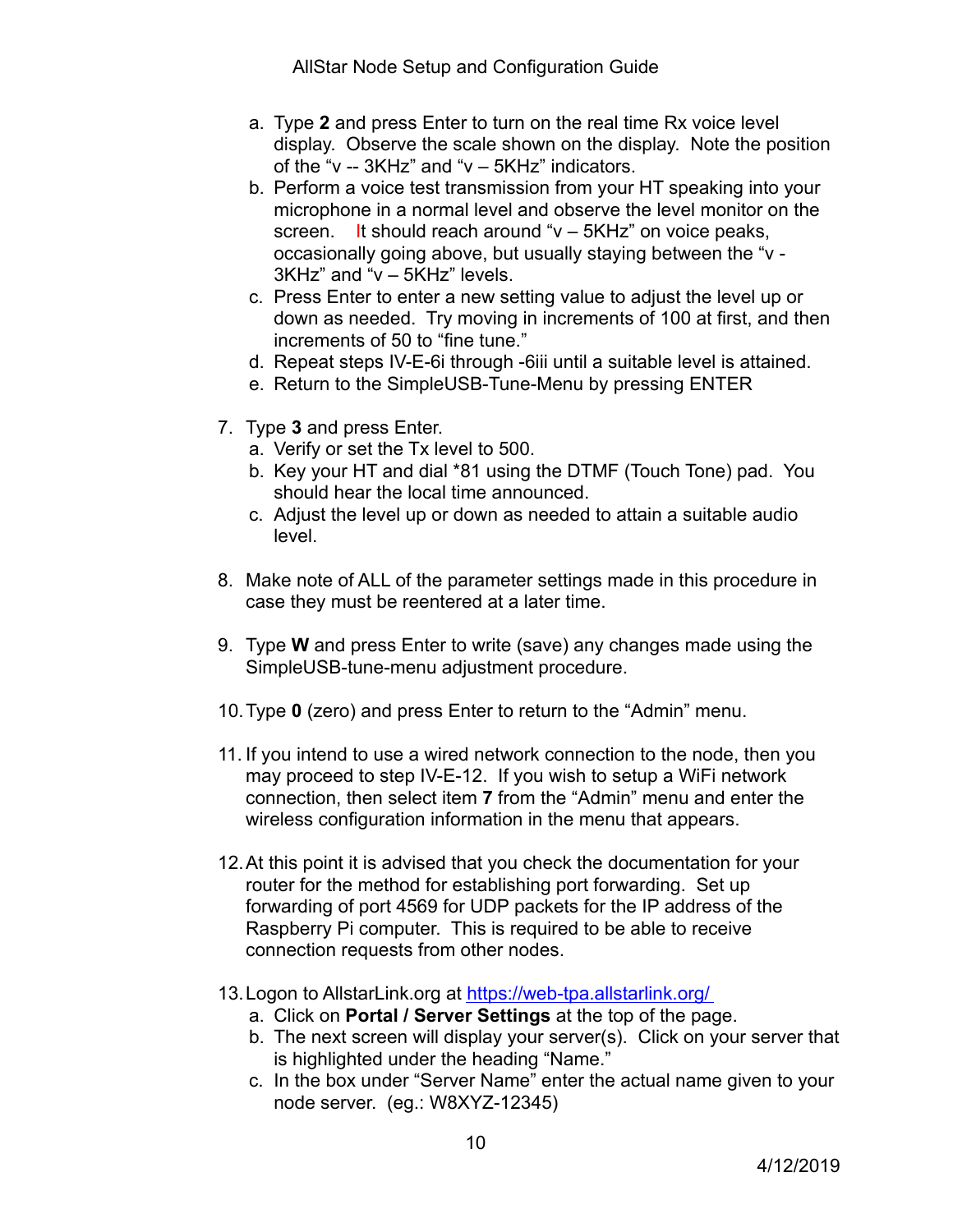a. Type **2** and press Enter to turn on the real time Rx voice level display. Observe the scale shown on the display. Note the position of the "v -- 3KHz" and "v – 5KHz" indicators.
b. Perform a voice test transmission from your HT speaking into your microphone in a normal level and observe the level monitor on the screen. It should reach around "v – 5KHz" on voice peaks, occasionally going above, but usually staying between the "v - 3KHz" and "v – 5KHz" levels.
c. Press Enter to enter a new setting value to adjust the level up or down as needed. Try moving in increments of 100 at first, and then increments of 50 to "fine tune."
d. Repeat steps IV-E-6i through -6iii until a suitable level is attained.
e. Return to the SimpleUSB-Tune-Menu by pressing ENTER

7. Type **3** and press Enter.
   a. Verify or set the Tx level to 500.
   b. Key your HT and dial *81 using the DTMF (Touch Tone) pad. You should hear the local time announced.
   c. Adjust the level up or down as needed to attain a suitable audio level.

8. Make note of ALL of the parameter settings made in this procedure in case they must be reentered at a later time.

9. Type **W** and press Enter to write (save) any changes made using the SimpleUSB-tune-menu adjustment procedure.

10. Type **0** (zero) and press Enter to return to the "Admin" menu.

11. If you intend to use a wired network connection to the node, then you may proceed to step IV-E-12. If you wish to setup a WiFi network connection, then select item **7** from the "Admin" menu and enter the wireless configuration information in the menu that appears.

12. At this point it is advised that you check the documentation for your router for the method for establishing port forwarding. Set up forwarding of port 4569 for UDP packets for the IP address of the Raspberry Pi computer. This is required to be able to receive connection requests from other nodes.

13. Logon to AllstarLink.org at [https://web-tpa.allstarlink.org/](https://web-tpa.allstarlink.org/)
    a. Click on **Portal / Server Settings** at the top of the page.
    b. The next screen will display your server(s). Click on your server that is highlighted under the heading "Name."
    c. In the box under "Server Name" enter the actual name given to your node server. (eg.: W8XYZ-12345)

4/12/2019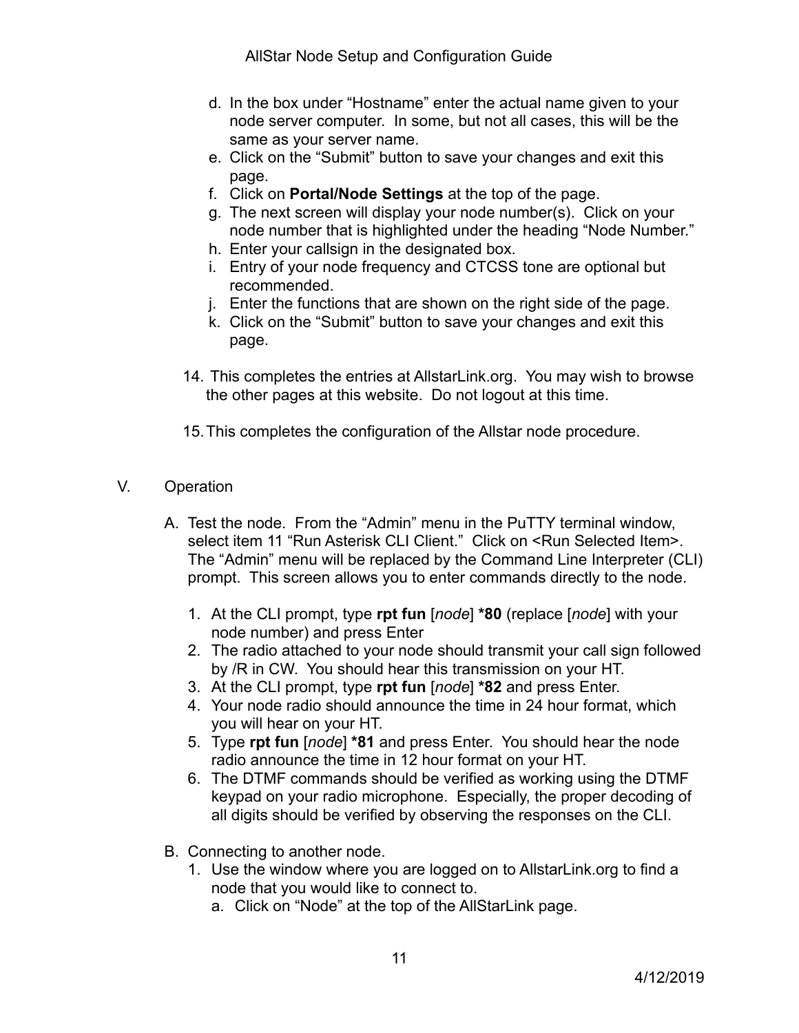d. In the box under “Hostname” enter the actual name given to your node server computer. In some, but not all cases, this will be the same as your server name.
e. Click on the “Submit” button to save your changes and exit this page.
f. Click on **Portal/Node Settings** at the top of the page.
g. The next screen will display your node number(s). Click on your node number that is highlighted under the heading “Node Number.”
h. Enter your callsign in the designated box.
i. Entry of your node frequency and CTCSS tone are optional but recommended.
j. Enter the functions that are shown on the right side of the page.
k. Click on the “Submit” button to save your changes and exit this page.

14. This completes the entries at AllstarLink.org. You may wish to browse the other pages at this website. Do not logout at this time.

15. This completes the configuration of the Allstar node procedure.

## V. Operation

A. Test the node. From the “Admin” menu in the PuTTY terminal window, select item 11 “Run Asterisk CLI Client.” Click on <Run Selected Item>. The “Admin” menu will be replaced by the Command Line Interpreter (CLI) prompt. This screen allows you to enter commands directly to the node.

1. At the CLI prompt, type **rpt fun** [*node*] **\*80** (replace [*node*] with your node number) and press Enter
2. The radio attached to your node should transmit your call sign followed by /R in CW. You should hear this transmission on your HT.
3. At the CLI prompt, type **rpt fun** [*node*] **\*82** and press Enter.
4. Your node radio should announce the time in 24 hour format, which you will hear on your HT.
5. Type **rpt fun** [*node*] **\*81** and press Enter. You should hear the node radio announce the time in 12 hour format on your HT.
6. The DTMF commands should be verified as working using the DTMF keypad on your radio microphone. Especially, the proper decoding of all digits should be verified by observing the responses on the CLI.

B. Connecting to another node.

1. Use the window where you are logged on to AllstarLink.org to find a node that you would like to connect to.
   a. Click on “Node” at the top of the AllStarLink page.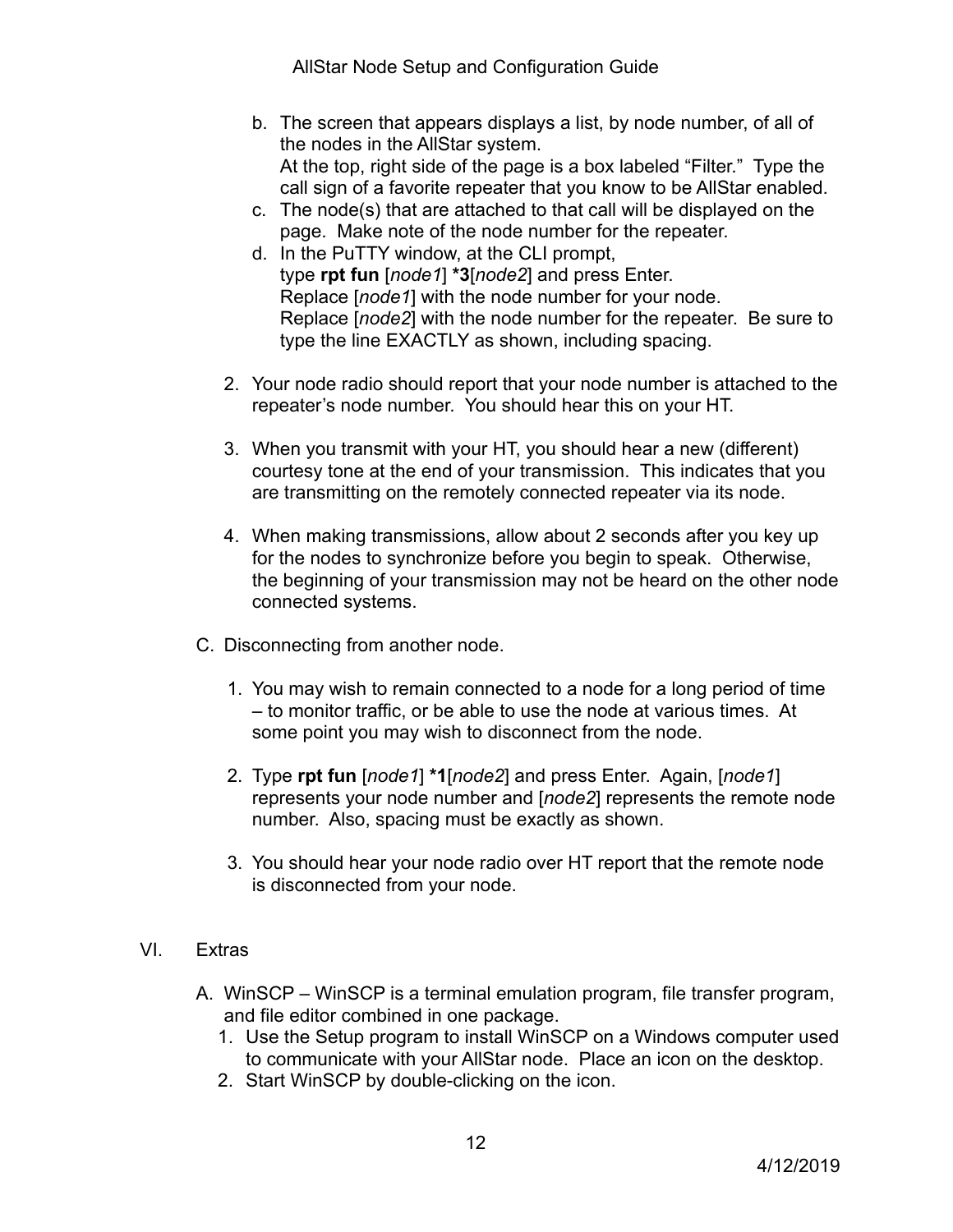b. The screen that appears displays a list, by node number, of all of the nodes in the AllStar system.
   At the top, right side of the page is a box labeled "Filter." Type the call sign of a favorite repeater that you know to be AllStar enabled.
c. The node(s) that are attached to that call will be displayed on the page. Make note of the node number for the repeater.
d. In the PuTTY window, at the CLI prompt,
   type **rpt fun** [*node1*] ***3**[*node2*] and press Enter.
   Replace [*node1*] with the node number for your node.
   Replace [*node2*] with the node number for the repeater. Be sure to type the line EXACTLY as shown, including spacing.

2. Your node radio should report that your node number is attached to the repeater's node number. You should hear this on your HT.

3. When you transmit with your HT, you should hear a new (different) courtesy tone at the end of your transmission. This indicates that you are transmitting on the remotely connected repeater via its node.

4. When making transmissions, allow about 2 seconds after you key up for the nodes to synchronize before you begin to speak. Otherwise, the beginning of your transmission may not be heard on the other node connected systems.

C. Disconnecting from another node.

1. You may wish to remain connected to a node for a long period of time – to monitor traffic, or be able to use the node at various times. At some point you may wish to disconnect from the node.

2. Type **rpt fun** [*node1*] ***1**[*node2*] and press Enter. Again, [*node1*] represents your node number and [*node2*] represents the remote node number. Also, spacing must be exactly as shown.

3. You should hear your node radio over HT report that the remote node is disconnected from your node.

VI. Extras

A. WinSCP – WinSCP is a terminal emulation program, file transfer program, and file editor combined in one package.
   1. Use the Setup program to install WinSCP on a Windows computer used to communicate with your AllStar node. Place an icon on the desktop.
   2. Start WinSCP by double-clicking on the icon.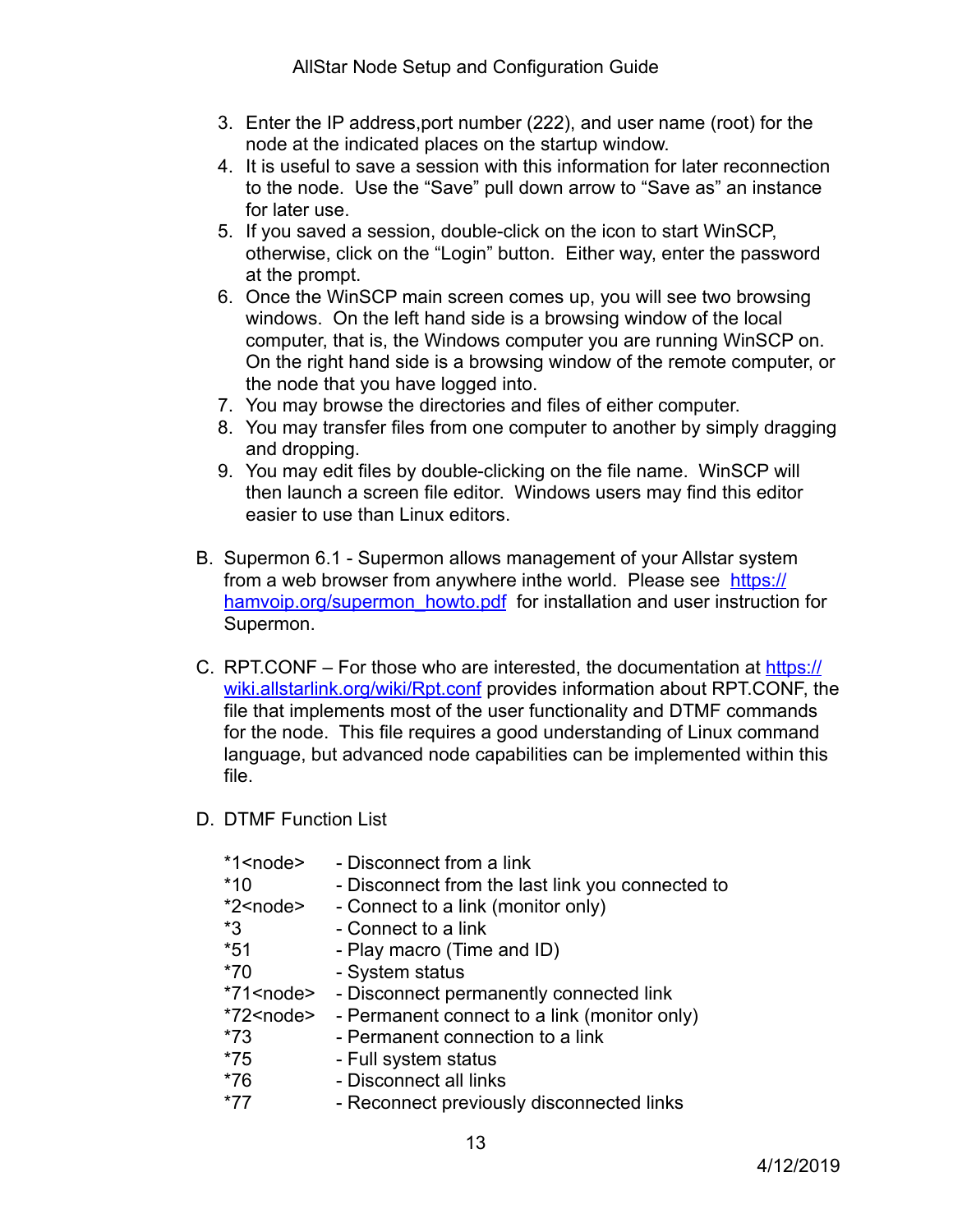3. Enter the IP address,port number (222), and user name (root) for the node at the indicated places on the startup window.
4. It is useful to save a session with this information for later reconnection to the node. Use the "Save" pull down arrow to "Save as" an instance for later use.
5. If you saved a session, double-click on the icon to start WinSCP, otherwise, click on the "Login" button. Either way, enter the password at the prompt.
6. Once the WinSCP main screen comes up, you will see two browsing windows. On the left hand side is a browsing window of the local computer, that is, the Windows computer you are running WinSCP on. On the right hand side is a browsing window of the remote computer, or the node that you have logged into.
7. You may browse the directories and files of either computer.
8. You may transfer files from one computer to another by simply dragging and dropping.
9. You may edit files by double-clicking on the file name. WinSCP will then launch a screen file editor. Windows users may find this editor easier to use than Linux editors.

B. Supermon 6.1 - Supermon allows management of your Allstar system from a web browser from anywhere inthe world. Please see [https://hamvoip.org/supermon_howto.pdf](https://hamvoip.org/supermon_howto.pdf) for installation and user instruction for Supermon.

C. RPT.CONF – For those who are interested, the documentation at [https://wiki.allstarlink.org/wiki/Rpt.conf](https://wiki.allstarlink.org/wiki/Rpt.conf) provides information about RPT.CONF, the file that implements most of the user functionality and DTMF commands for the node. This file requires a good understanding of Linux command language, but advanced node capabilities can be implemented within this file.

D. DTMF Function List

| | |
|---|---|
| *1<node> | - Disconnect from a link |
| *10 | - Disconnect from the last link you connected to |
| *2<node> | - Connect to a link (monitor only) |
| *3 | - Connect to a link |
| *51 | - Play macro (Time and ID) |
| *70 | - System status |
| *71<node> | - Disconnect permanently connected link |
| *72<node> | - Permanent connect to a link (monitor only) |
| *73 | - Permanent connection to a link |
| *75 | - Full system status |
| *76 | - Disconnect all links |
| *77 | - Reconnect previously disconnected links |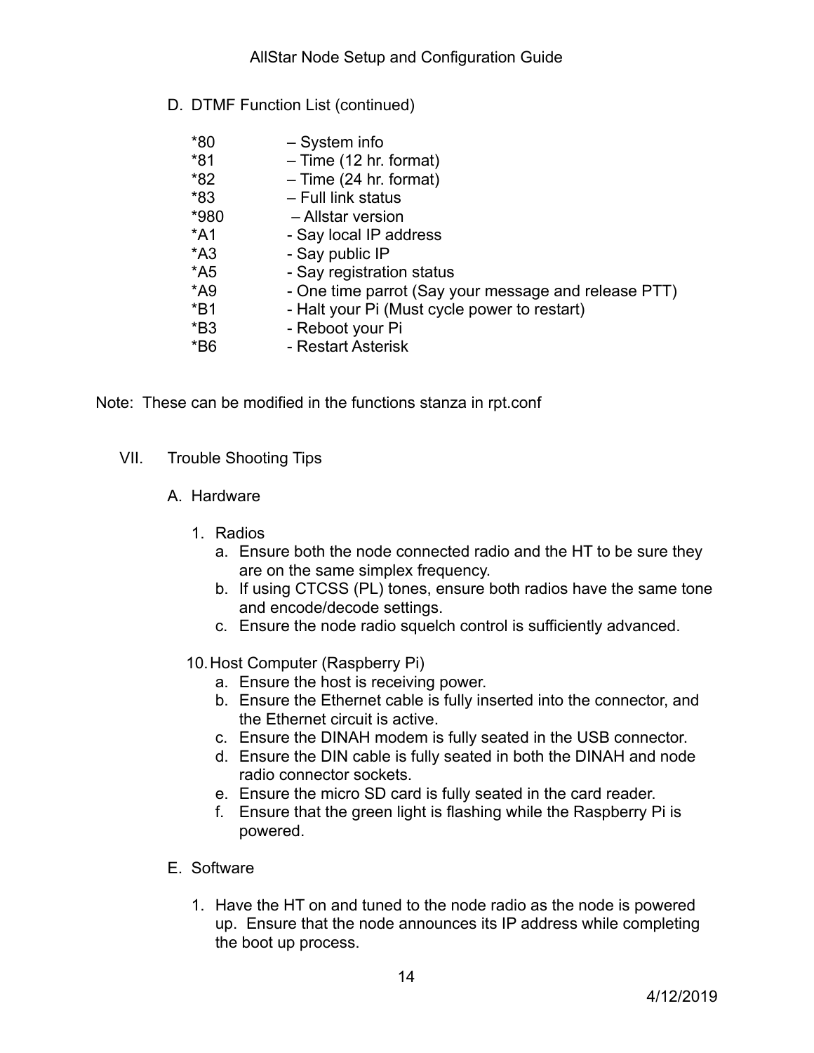D. DTMF Function List (continued)

| | |
|---|---|
| *80 | – System info |
| *81 | – Time (12 hr. format) |
| *82 | – Time (24 hr. format) |
| *83 | – Full link status |
| *980 | – Allstar version |
| *A1 | - Say local IP address |
| *A3 | - Say public IP |
| *A5 | - Say registration status |
| *A9 | - One time parrot (Say your message and release PTT) |
| *B1 | - Halt your Pi (Must cycle power to restart) |
| *B3 | - Reboot your Pi |
| *B6 | - Restart Asterisk |

Note: These can be modified in the functions stanza in rpt.conf

VII. Trouble Shooting Tips

A. Hardware

1. Radios
   a. Ensure both the node connected radio and the HT to be sure they are on the same simplex frequency.
   b. If using CTCSS (PL) tones, ensure both radios have the same tone and encode/decode settings.
   c. Ensure the node radio squelch control is sufficiently advanced.

10. Host Computer (Raspberry Pi)
   a. Ensure the host is receiving power.
   b. Ensure the Ethernet cable is fully inserted into the connector, and the Ethernet circuit is active.
   c. Ensure the DINAH modem is fully seated in the USB connector.
   d. Ensure the DIN cable is fully seated in both the DINAH and node radio connector sockets.
   e. Ensure the micro SD card is fully seated in the card reader.
   f. Ensure that the green light is flashing while the Raspberry Pi is powered.

E. Software

1. Have the HT on and tuned to the node radio as the node is powered up. Ensure that the node announces its IP address while completing the boot up process.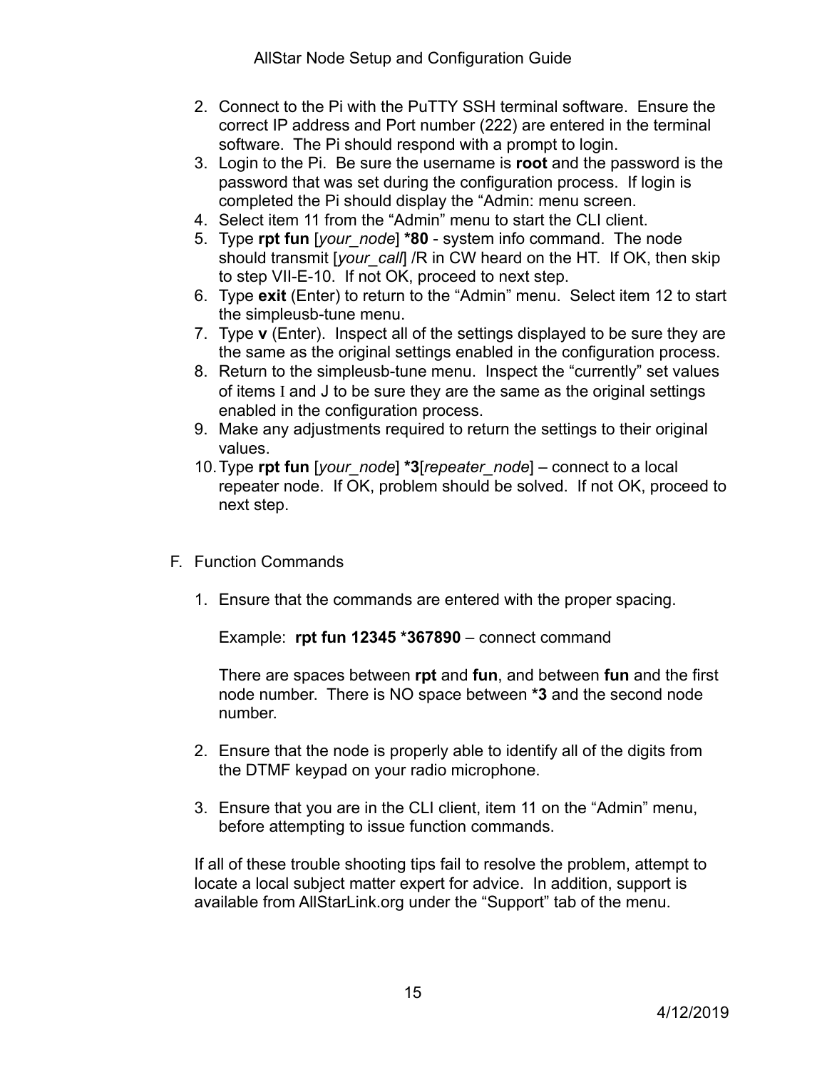2. Connect to the Pi with the PuTTY SSH terminal software. Ensure the correct IP address and Port number (222) are entered in the terminal software. The Pi should respond with a prompt to login.
3. Login to the Pi. Be sure the username is **root** and the password is the password that was set during the configuration process. If login is completed the Pi should display the "Admin: menu screen.
4. Select item 11 from the "Admin" menu to start the CLI client.
5. Type **rpt fun** [*your_node*] ***80** - system info command. The node should transmit [*your_call*] /R in CW heard on the HT. If OK, then skip to step VII-E-10. If not OK, proceed to next step.
6. Type **exit** (Enter) to return to the "Admin" menu. Select item 12 to start the simpleusb-tune menu.
7. Type **v** (Enter). Inspect all of the settings displayed to be sure they are the same as the original settings enabled in the configuration process.
8. Return to the simpleusb-tune menu. Inspect the "currently" set values of items I and J to be sure they are the same as the original settings enabled in the configuration process.
9. Make any adjustments required to return the settings to their original values.
10. Type **rpt fun** [*your_node*] ***3**[*repeater_node*] – connect to a local repeater node. If OK, problem should be solved. If not OK, proceed to next step.

F. Function Commands

1. Ensure that the commands are entered with the proper spacing.

   Example: **rpt fun 12345 *367890** – connect command

   There are spaces between **rpt** and **fun**, and between **fun** and the first node number. There is NO space between ***3** and the second node number.

2. Ensure that the node is properly able to identify all of the digits from the DTMF keypad on your radio microphone.

3. Ensure that you are in the CLI client, item 11 on the "Admin" menu, before attempting to issue function commands.

If all of these trouble shooting tips fail to resolve the problem, attempt to locate a local subject matter expert for advice. In addition, support is available from AllStarLink.org under the "Support" tab of the menu.